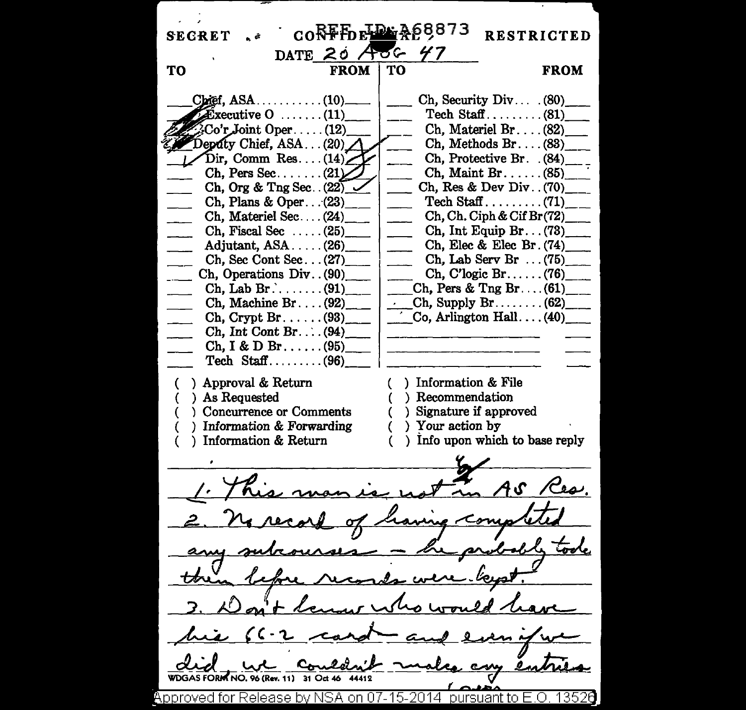SECRET . CONFIDENTIAL REF ID:A68873 RESTRICTED

DATE 20 AUG 47

| TO | | FROM | TO | | FROM |
|---|---|---|---|---|---|
| | Chief, ASA..........(10) | | | Ch, Security Div....(80) | |
| | Executive O .......(11) | | | Tech Staff.........(81) | |
| | Co'r Joint Oper.....(12) | | | Ch, Materiel Br....(82) | |
| | Deputy Chief, ASA...(20) | | | Ch, Methods Br....(83) | |
| ✓ | Dir, Comm Res....(14) | | | Ch, Protective Br. .(84) | |
| | Ch, Pers Sec.......(21) | | | Ch, Maint Br......(85) | |
| | Ch, Org & Tng Sec..(22) | ✓ | | Ch, Res & Dev Div..(70) | |
| | Ch, Plans & Oper...(23) | | | Tech Staff.........(71) | |
| | Ch, Materiel Sec....(24) | | | Ch, Ch. Ciph & Cif Br(72) | |
| | Ch, Fiscal Sec .....(25) | | | Ch, Int Equip Br...(73) | |
| | Adjutant, ASA.....(26) | | | Ch, Elec & Elec Br.(74) | |
| | Ch, Sec Cont Sec...(27) | | | Ch, Lab Serv Br ...(75) | |
| | Ch, Operations Div..(90) | | | Ch, C'logic Br......(76) | |
| | Ch, Lab Br........(91) | | | Ch, Pers & Tng Br....(61) | |
| | Ch, Machine Br....(92) | | | Ch, Supply Br........(62) | |
| | Ch, Crypt Br......(93) | | | Co, Arlington Hall....(40) | |
| | Ch, Int Cont Br....(94) | | | | |
| | Ch, I & D Br......(95) | | | | |
| | Tech Staff.........(96) | | | | |

( ) Approval & Return
( ) As Requested
( ) Concurrence or Comments
( ) Information & Forwarding
( ) Information & Return
( ) Information & File
( ) Recommendation
( ) Signature if approved
( ) Your action by
( ) Info upon which to base reply

1. This man is not in AS Res.
2. No record of having completed any subcourses - he probably took them before records were kept.
3. Don't know who would have his 66-2 card and even if we did we couldn't make any entries

WDGAS FORM NO. 96 (Rev. 11) 31 Oct 46 44412

Approved for Release by NSA on 07-15-2014 pursuant to E.O. 13526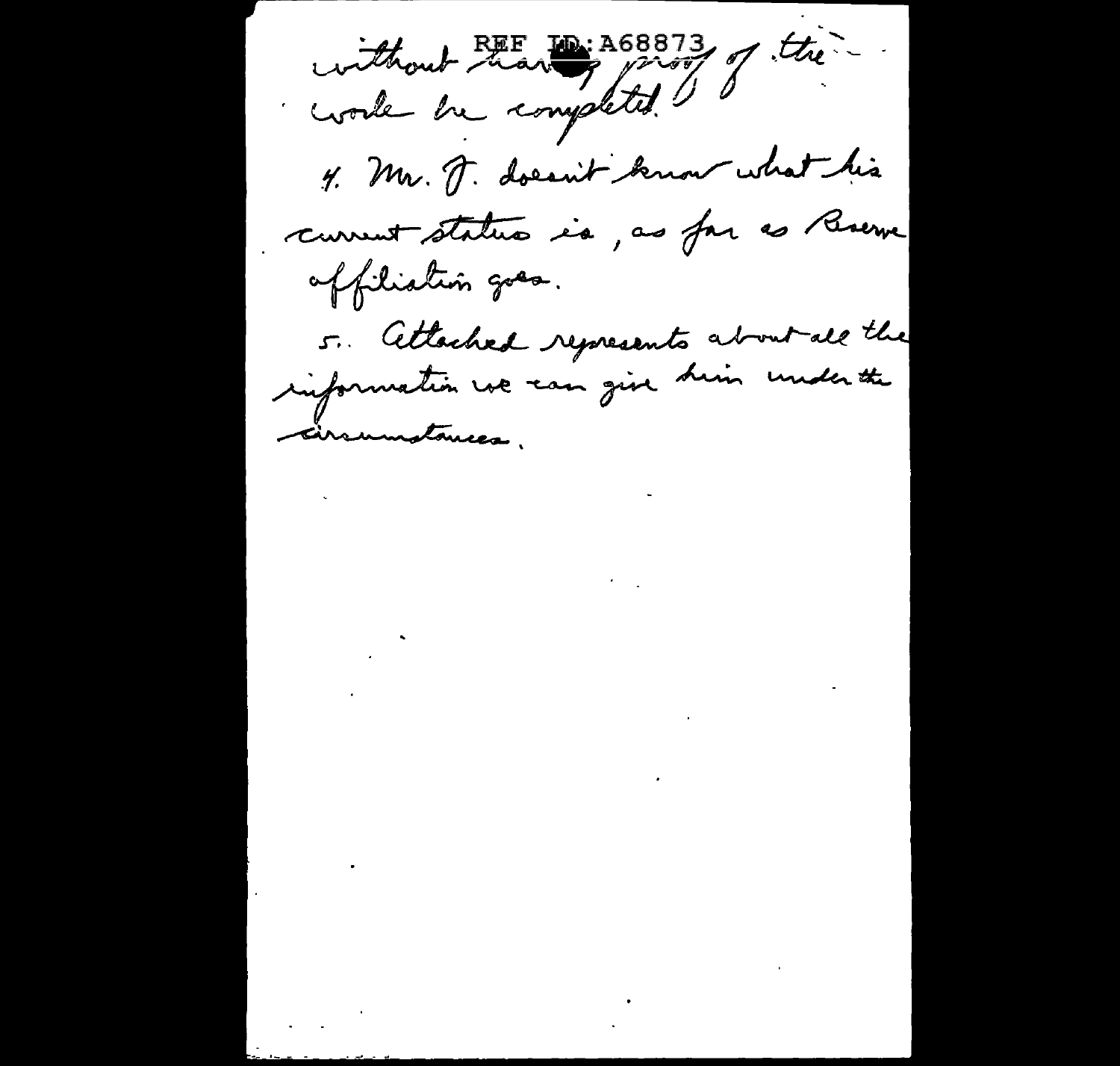without having proof of the work be completed.

4. Mr. F. doesn't know what his current status is, as far as Reserve affiliation goes.

5. Attached represents about all the information we can give him under the circumstances.